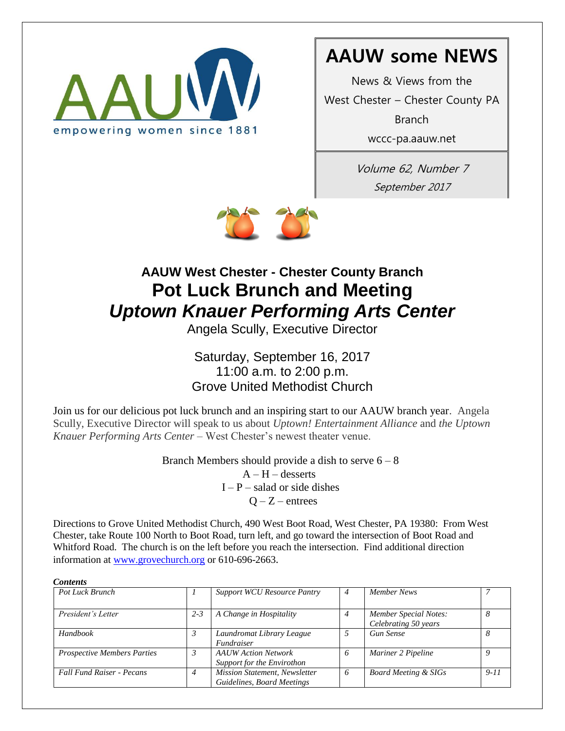AAUW

empowering women since 1881

# AAUW some NEWS

News & Views from the West Chester – Chester County PA Branch

wccc-pa.aauw.net

*Volume 62, Number 7*

*September 2017*

## AAUW West Chester - Chester County Branch

# Pot Luck Brunch and Meeting

# *Uptown Knauer Performing Arts Center*

Angela Scully, Executive Director

Saturday, September 16, 2017
11:00 a.m. to 2:00 p.m.
Grove United Methodist Church

Join us for our delicious pot luck brunch and an inspiring start to our AAUW branch year. Angela Scully, Executive Director will speak to us about *Uptown! Entertainment Alliance* and *the Uptown Knauer Performing Arts Center* – West Chester's newest theater venue.

Branch Members should provide a dish to serve 6 – 8
A – H – desserts
I – P – salad or side dishes
Q – Z – entrees

Directions to Grove United Methodist Church, 490 West Boot Road, West Chester, PA 19380: From West Chester, take Route 100 North to Boot Road, turn left, and go toward the intersection of Boot Road and Whitford Road. The church is on the left before you reach the intersection. Find additional direction information at www.grovechurch.org or 610-696-2663.

***Contents***

| | | | | | |
|---|---|---|---|---|---|
| *Pot Luck Brunch* | *1* | *Support WCU Resource Pantry* | *4* | *Member News* | *7* |
| *President's Letter* | *2-3* | *A Change in Hospitality* | *4* | *Member Special Notes: Celebrating 50 years* | *8* |
| *Handbook* | *3* | *Laundromat Library League Fundraiser* | *5* | *Gun Sense* | *8* |
| *Prospective Members Parties* | *3* | *AAUW Action Network Support for the Envirothon* | *6* | *Mariner 2 Pipeline* | *9* |
| *Fall Fund Raiser - Pecans* | *4* | *Mission Statement, Newsletter Guidelines, Board Meetings* | *6* | *Board Meeting & SIGs* | *9-11* |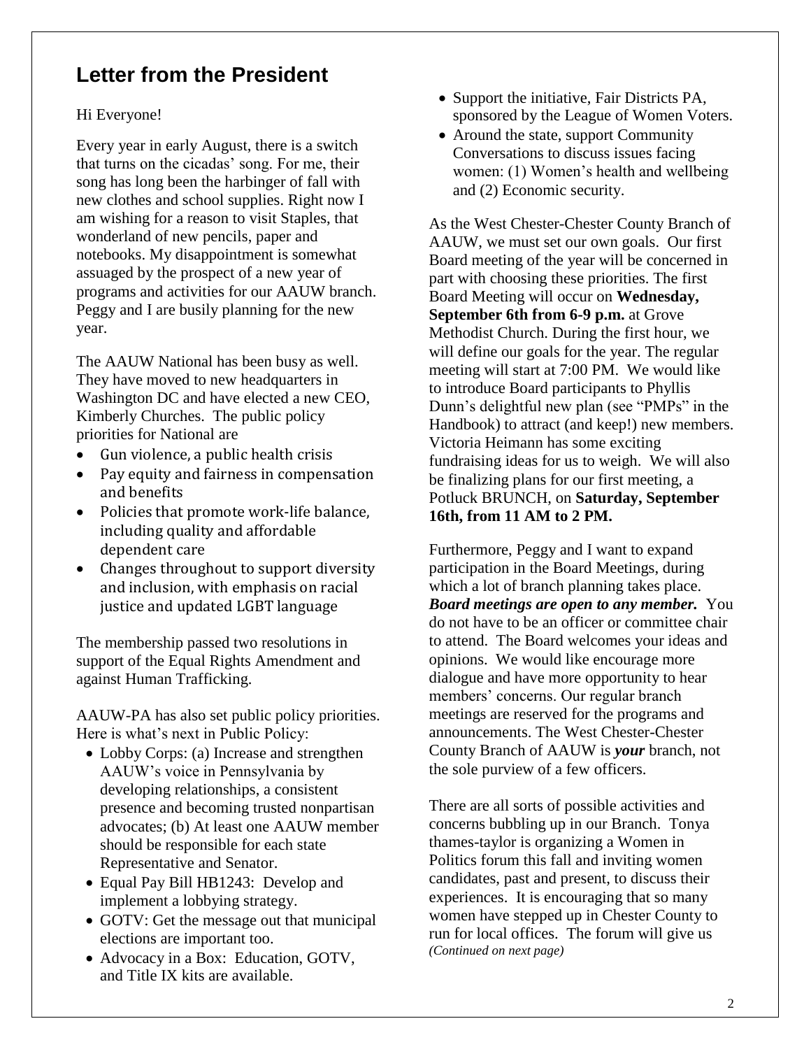## Letter from the President

Hi Everyone!

Every year in early August, there is a switch that turns on the cicadas' song. For me, their song has long been the harbinger of fall with new clothes and school supplies. Right now I am wishing for a reason to visit Staples, that wonderland of new pencils, paper and notebooks. My disappointment is somewhat assuaged by the prospect of a new year of programs and activities for our AAUW branch. Peggy and I are busily planning for the new year.

The AAUW National has been busy as well. They have moved to new headquarters in Washington DC and have elected a new CEO, Kimberly Churches. The public policy priorities for National are

- Gun violence, a public health crisis
- Pay equity and fairness in compensation and benefits
- Policies that promote work-life balance, including quality and affordable dependent care
- Changes throughout to support diversity and inclusion, with emphasis on racial justice and updated LGBT language

The membership passed two resolutions in support of the Equal Rights Amendment and against Human Trafficking.

AAUW-PA has also set public policy priorities. Here is what's next in Public Policy:

- Lobby Corps: (a) Increase and strengthen AAUW's voice in Pennsylvania by developing relationships, a consistent presence and becoming trusted nonpartisan advocates; (b) At least one AAUW member should be responsible for each state Representative and Senator.
- Equal Pay Bill HB1243: Develop and implement a lobbying strategy.
- GOTV: Get the message out that municipal elections are important too.
- Advocacy in a Box: Education, GOTV, and Title IX kits are available.
- Support the initiative, Fair Districts PA, sponsored by the League of Women Voters.
- Around the state, support Community Conversations to discuss issues facing women: (1) Women's health and wellbeing and (2) Economic security.

As the West Chester-Chester County Branch of AAUW, we must set our own goals. Our first Board meeting of the year will be concerned in part with choosing these priorities. The first Board Meeting will occur on **Wednesday, September 6th from 6-9 p.m.** at Grove Methodist Church. During the first hour, we will define our goals for the year. The regular meeting will start at 7:00 PM. We would like to introduce Board participants to Phyllis Dunn's delightful new plan (see "PMPs" in the Handbook) to attract (and keep!) new members. Victoria Heimann has some exciting fundraising ideas for us to weigh. We will also be finalizing plans for our first meeting, a Potluck BRUNCH, on **Saturday, September 16th, from 11 AM to 2 PM.**

Furthermore, Peggy and I want to expand participation in the Board Meetings, during which a lot of branch planning takes place. ***Board meetings are open to any member.*** You do not have to be an officer or committee chair to attend. The Board welcomes your ideas and opinions. We would like encourage more dialogue and have more opportunity to hear members' concerns. Our regular branch meetings are reserved for the programs and announcements. The West Chester-Chester County Branch of AAUW is ***your*** branch, not the sole purview of a few officers.

There are all sorts of possible activities and concerns bubbling up in our Branch. Tonya thames-taylor is organizing a Women in Politics forum this fall and inviting women candidates, past and present, to discuss their experiences. It is encouraging that so many women have stepped up in Chester County to run for local offices. The forum will give us

*(Continued on next page)*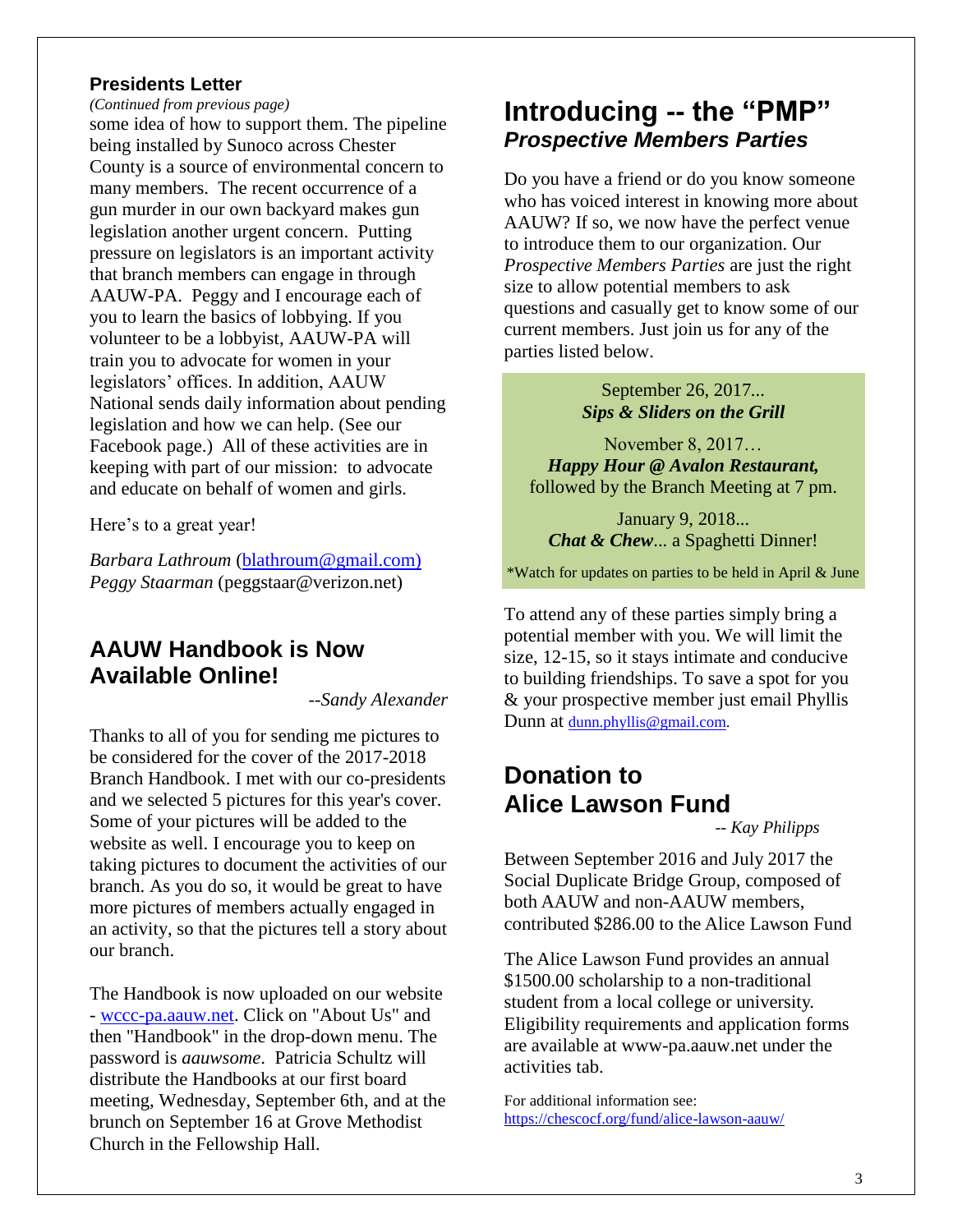## Presidents Letter

*(Continued from previous page)*

some idea of how to support them. The pipeline being installed by Sunoco across Chester County is a source of environmental concern to many members. The recent occurrence of a gun murder in our own backyard makes gun legislation another urgent concern. Putting pressure on legislators is an important activity that branch members can engage in through AAUW-PA. Peggy and I encourage each of you to learn the basics of lobbying. If you volunteer to be a lobbyist, AAUW-PA will train you to advocate for women in your legislators' offices. In addition, AAUW National sends daily information about pending legislation and how we can help. (See our Facebook page.) All of these activities are in keeping with part of our mission: to advocate and educate on behalf of women and girls.

Here's to a great year!

*Barbara Lathroum* (blathroum@gmail.com)
*Peggy Staarman* (peggstaar@verizon.net)

## AAUW Handbook is Now Available Online!

*--Sandy Alexander*

Thanks to all of you for sending me pictures to be considered for the cover of the 2017-2018 Branch Handbook. I met with our co-presidents and we selected 5 pictures for this year's cover. Some of your pictures will be added to the website as well. I encourage you to keep on taking pictures to document the activities of our branch. As you do so, it would be great to have more pictures of members actually engaged in an activity, so that the pictures tell a story about our branch.

The Handbook is now uploaded on our website - wccc-pa.aauw.net. Click on "About Us" and then "Handbook" in the drop-down menu. The password is *aauwsome*. Patricia Schultz will distribute the Handbooks at our first board meeting, Wednesday, September 6th, and at the brunch on September 16 at Grove Methodist Church in the Fellowship Hall.

## Introducing -- the "PMP" *Prospective Members Parties*

Do you have a friend or do you know someone who has voiced interest in knowing more about AAUW? If so, we now have the perfect venue to introduce them to our organization. Our *Prospective Members Parties* are just the right size to allow potential members to ask questions and casually get to know some of our current members. Just join us for any of the parties listed below.

September 26, 2017...
***Sips & Sliders on the Grill***

November 8, 2017…
***Happy Hour @ Avalon Restaurant,***
followed by the Branch Meeting at 7 pm.

January 9, 2018...
***Chat & Chew***... a Spaghetti Dinner!

*Watch for updates on parties to be held in April & June

To attend any of these parties simply bring a potential member with you. We will limit the size, 12-15, so it stays intimate and conducive to building friendships. To save a spot for you & your prospective member just email Phyllis Dunn at dunn.phyllis@gmail.com.

## Donation to Alice Lawson Fund

*-- Kay Philipps*

Between September 2016 and July 2017 the Social Duplicate Bridge Group, composed of both AAUW and non-AAUW members, contributed $286.00 to the Alice Lawson Fund

The Alice Lawson Fund provides an annual $1500.00 scholarship to a non-traditional student from a local college or university. Eligibility requirements and application forms are available at www-pa.aauw.net under the activities tab.

For additional information see:
https://chescocf.org/fund/alice-lawson-aauw/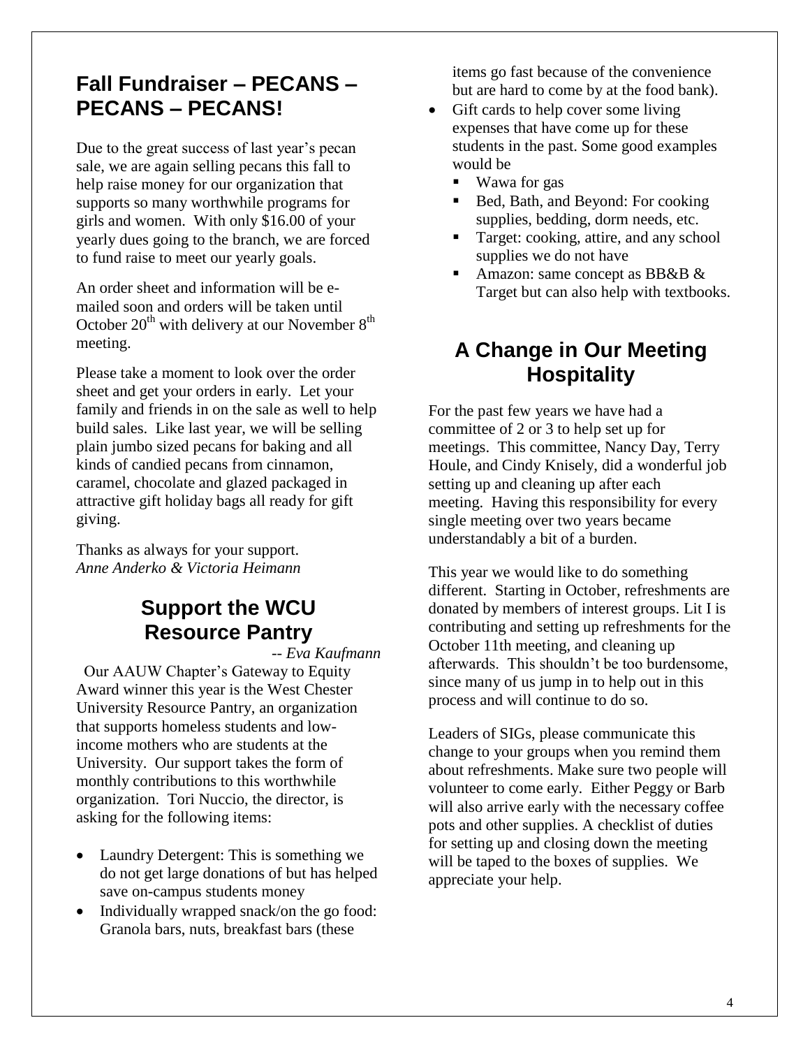## Fall Fundraiser – PECANS – PECANS – PECANS!

Due to the great success of last year's pecan sale, we are again selling pecans this fall to help raise money for our organization that supports so many worthwhile programs for girls and women. With only $16.00 of your yearly dues going to the branch, we are forced to fund raise to meet our yearly goals.

An order sheet and information will be e-mailed soon and orders will be taken until October 20th with delivery at our November 8th meeting.

Please take a moment to look over the order sheet and get your orders in early. Let your family and friends in on the sale as well to help build sales. Like last year, we will be selling plain jumbo sized pecans for baking and all kinds of candied pecans from cinnamon, caramel, chocolate and glazed packaged in attractive gift holiday bags all ready for gift giving.

Thanks as always for your support.
*Anne Anderko & Victoria Heimann*

## Support the WCU Resource Pantry

*-- Eva Kaufmann*

Our AAUW Chapter's Gateway to Equity Award winner this year is the West Chester University Resource Pantry, an organization that supports homeless students and low-income mothers who are students at the University. Our support takes the form of monthly contributions to this worthwhile organization. Tori Nuccio, the director, is asking for the following items:

- Laundry Detergent: This is something we do not get large donations of but has helped save on-campus students money
- Individually wrapped snack/on the go food: Granola bars, nuts, breakfast bars (these items go fast because of the convenience but are hard to come by at the food bank).
- Gift cards to help cover some living expenses that have come up for these students in the past. Some good examples would be
  - Wawa for gas
  - Bed, Bath, and Beyond: For cooking supplies, bedding, dorm needs, etc.
  - Target: cooking, attire, and any school supplies we do not have
  - Amazon: same concept as BB&B & Target but can also help with textbooks.

## A Change in Our Meeting Hospitality

For the past few years we have had a committee of 2 or 3 to help set up for meetings. This committee, Nancy Day, Terry Houle, and Cindy Knisely, did a wonderful job setting up and cleaning up after each meeting. Having this responsibility for every single meeting over two years became understandably a bit of a burden.

This year we would like to do something different. Starting in October, refreshments are donated by members of interest groups. Lit I is contributing and setting up refreshments for the October 11th meeting, and cleaning up afterwards. This shouldn't be too burdensome, since many of us jump in to help out in this process and will continue to do so.

Leaders of SIGs, please communicate this change to your groups when you remind them about refreshments. Make sure two people will volunteer to come early. Either Peggy or Barb will also arrive early with the necessary coffee pots and other supplies. A checklist of duties for setting up and closing down the meeting will be taped to the boxes of supplies. We appreciate your help.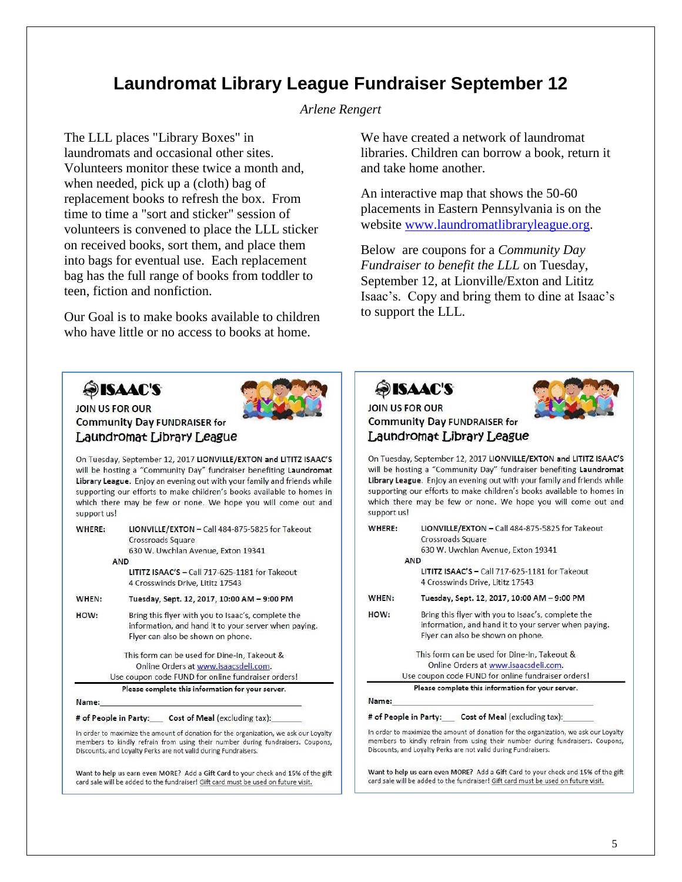# Laundromat Library League Fundraiser September 12

*Arlene Rengert*

The LLL places "Library Boxes" in laundromats and occasional other sites. Volunteers monitor these twice a month and, when needed, pick up a (cloth) bag of replacement books to refresh the box. From time to time a "sort and sticker" session of volunteers is convened to place the LLL sticker on received books, sort them, and place them into bags for eventual use. Each replacement bag has the full range of books from toddler to teen, fiction and nonfiction.

Our Goal is to make books available to children who have little or no access to books at home.

We have created a network of laundromat libraries. Children can borrow a book, return it and take home another.

An interactive map that shows the 50-60 placements in Eastern Pennsylvania is on the website [www.laundromatlibraryleague.org](http://www.laundromatlibraryleague.org).

Below are coupons for a *Community Day Fundraiser to benefit the LLL* on Tuesday, September 12, at Lionville/Exton and Lititz Isaac's. Copy and bring them to dine at Isaac's to support the LLL.

---

**ISAAC'S**

JOIN US FOR OUR
Community Day FUNDRAISER for
Laundromat Library League

On Tuesday, September 12, 2017 **LIONVILLE/EXTON and LITITZ ISAAC'S** will be hosting a "Community Day" fundraiser benefiting **Laundromat Library League**. Enjoy an evening out with your family and friends while supporting our efforts to make children's books available to homes in which there may be few or none. We hope you will come out and support us!

**WHERE:** **LIONVILLE/EXTON** – Call 484-875-5825 for Takeout
Crossroads Square
630 W. Uwchlan Avenue, Exton 19341
**AND**
**LITITZ ISAAC'S** – Call 717-625-1181 for Takeout
4 Crosswinds Drive, Lititz 17543

**WHEN:** **Tuesday, Sept. 12, 2017, 10:00 AM – 9:00 PM**

**HOW:** Bring this flyer with you to Isaac's, complete the information, and hand it to your server when paying. Flyer can also be shown on phone.

This form can be used for Dine-In, Takeout & Online Orders at [www.isaacsdeli.com](http://www.isaacsdeli.com).
Use coupon code FUND for online fundraiser orders!

**Please complete this information for your server.**

**Name:**\_\_\_\_\_\_\_\_\_\_\_\_\_\_\_\_\_\_\_\_\_\_\_\_\_\_\_\_\_\_\_\_

**# of People in Party:**\_\_\_ **Cost of Meal** (excluding tax):\_\_\_\_\_\_\_

In order to maximize the amount of donation for the organization, we ask our Loyalty members to kindly refrain from using their number during fundraisers. Coupons, Discounts, and Loyalty Perks are not valid during Fundraisers.

**Want to help us earn even MORE?** Add a **Gift Card** to your check and 15% of the gift card sale will be added to the fundraiser! Gift card must be used on future visit.

---

**ISAAC'S**

JOIN US FOR OUR
Community Day FUNDRAISER for
Laundromat Library League

On Tuesday, September 12, 2017 **LIONVILLE/EXTON and LITITZ ISAAC'S** will be hosting a "Community Day" fundraiser benefiting **Laundromat Library League**. Enjoy an evening out with your family and friends while supporting our efforts to make children's books available to homes in which there may be few or none. We hope you will come out and support us!

**WHERE:** **LIONVILLE/EXTON** – Call 484-875-5825 for Takeout
Crossroads Square
630 W. Uwchlan Avenue, Exton 19341
**AND**
**LITITZ ISAAC'S** – Call 717-625-1181 for Takeout
4 Crosswinds Drive, Lititz 17543

**WHEN:** **Tuesday, Sept. 12, 2017, 10:00 AM – 9:00 PM**

**HOW:** Bring this flyer with you to Isaac's, complete the information, and hand it to your server when paying. Flyer can also be shown on phone.

This form can be used for Dine-In, Takeout & Online Orders at [www.isaacsdeli.com](http://www.isaacsdeli.com).
Use coupon code FUND for online fundraiser orders!

**Please complete this information for your server.**

**Name:**\_\_\_\_\_\_\_\_\_\_\_\_\_\_\_\_\_\_\_\_\_\_\_\_\_\_\_\_\_\_\_\_

**# of People in Party:**\_\_\_ **Cost of Meal** (excluding tax):\_\_\_\_\_\_\_

In order to maximize the amount of donation for the organization, we ask our Loyalty members to kindly refrain from using their number during fundraisers. Coupons, Discounts, and Loyalty Perks are not valid during Fundraisers.

**Want to help us earn even MORE?** Add a **Gift Card** to your check and 15% of the gift card sale will be added to the fundraiser! Gift card must be used on future visit.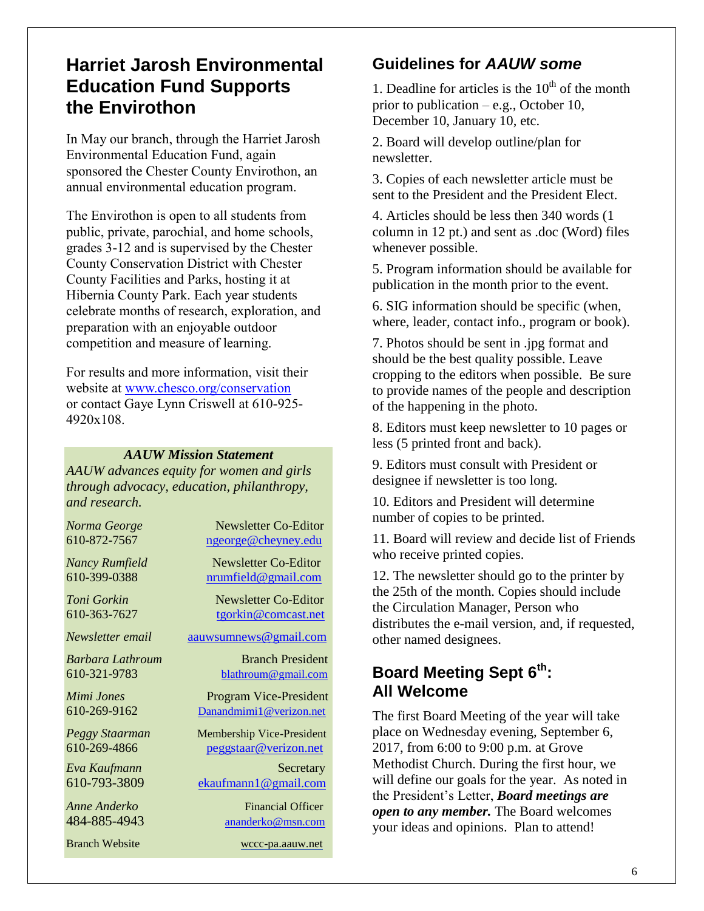## Harriet Jarosh Environmental Education Fund Supports the Envirothon

In May our branch, through the Harriet Jarosh Environmental Education Fund, again sponsored the Chester County Envirothon, an annual environmental education program.

The Envirothon is open to all students from public, private, parochial, and home schools, grades 3-12 and is supervised by the Chester County Conservation District with Chester County Facilities and Parks, hosting it at Hibernia County Park. Each year students celebrate months of research, exploration, and preparation with an enjoyable outdoor competition and measure of learning.

For results and more information, visit their website at www.chesco.org/conservation or contact Gaye Lynn Criswell at 610-925-4920x108.

***AAUW Mission Statement***

*AAUW advances equity for women and girls through advocacy, education, philanthropy, and research.*

| | |
|---|---|
| *Norma George* 610-872-7567 | Newsletter Co-Editor ngeorge@cheyney.edu |
| *Nancy Rumfield* 610-399-0388 | Newsletter Co-Editor nrumfield@gmail.com |
| *Toni Gorkin* 610-363-7627 | Newsletter Co-Editor tgorkin@comcast.net |
| *Newsletter email* | aauwsumnews@gmail.com |
| *Barbara Lathroum* 610-321-9783 | Branch President blathroum@gmail.com |
| *Mimi Jones* 610-269-9162 | Program Vice-President Danandmimi1@verizon.net |
| *Peggy Staarman* 610-269-4866 | Membership Vice-President peggstaar@verizon.net |
| *Eva Kaufmann* 610-793-3809 | Secretary ekaufmann1@gmail.com |
| *Anne Anderko* 484-885-4943 | Financial Officer ananderko@msn.com |
| Branch Website | wccc-pa.aauw.net |

## Guidelines for *AAUW some*

1. Deadline for articles is the 10th of the month prior to publication – e.g., October 10, December 10, January 10, etc.
2. Board will develop outline/plan for newsletter.
3. Copies of each newsletter article must be sent to the President and the President Elect.
4. Articles should be less then 340 words (1 column in 12 pt.) and sent as .doc (Word) files whenever possible.
5. Program information should be available for publication in the month prior to the event.
6. SIG information should be specific (when, where, leader, contact info., program or book).
7. Photos should be sent in .jpg format and should be the best quality possible. Leave cropping to the editors when possible. Be sure to provide names of the people and description of the happening in the photo.
8. Editors must keep newsletter to 10 pages or less (5 printed front and back).
9. Editors must consult with President or designee if newsletter is too long.
10. Editors and President will determine number of copies to be printed.
11. Board will review and decide list of Friends who receive printed copies.
12. The newsletter should go to the printer by the 25th of the month. Copies should include the Circulation Manager, Person who distributes the e-mail version, and, if requested, other named designees.

## Board Meeting Sept 6th: All Welcome

The first Board Meeting of the year will take place on Wednesday evening, September 6, 2017, from 6:00 to 9:00 p.m. at Grove Methodist Church. During the first hour, we will define our goals for the year. As noted in the President's Letter, ***Board meetings are open to any member.*** The Board welcomes your ideas and opinions. Plan to attend!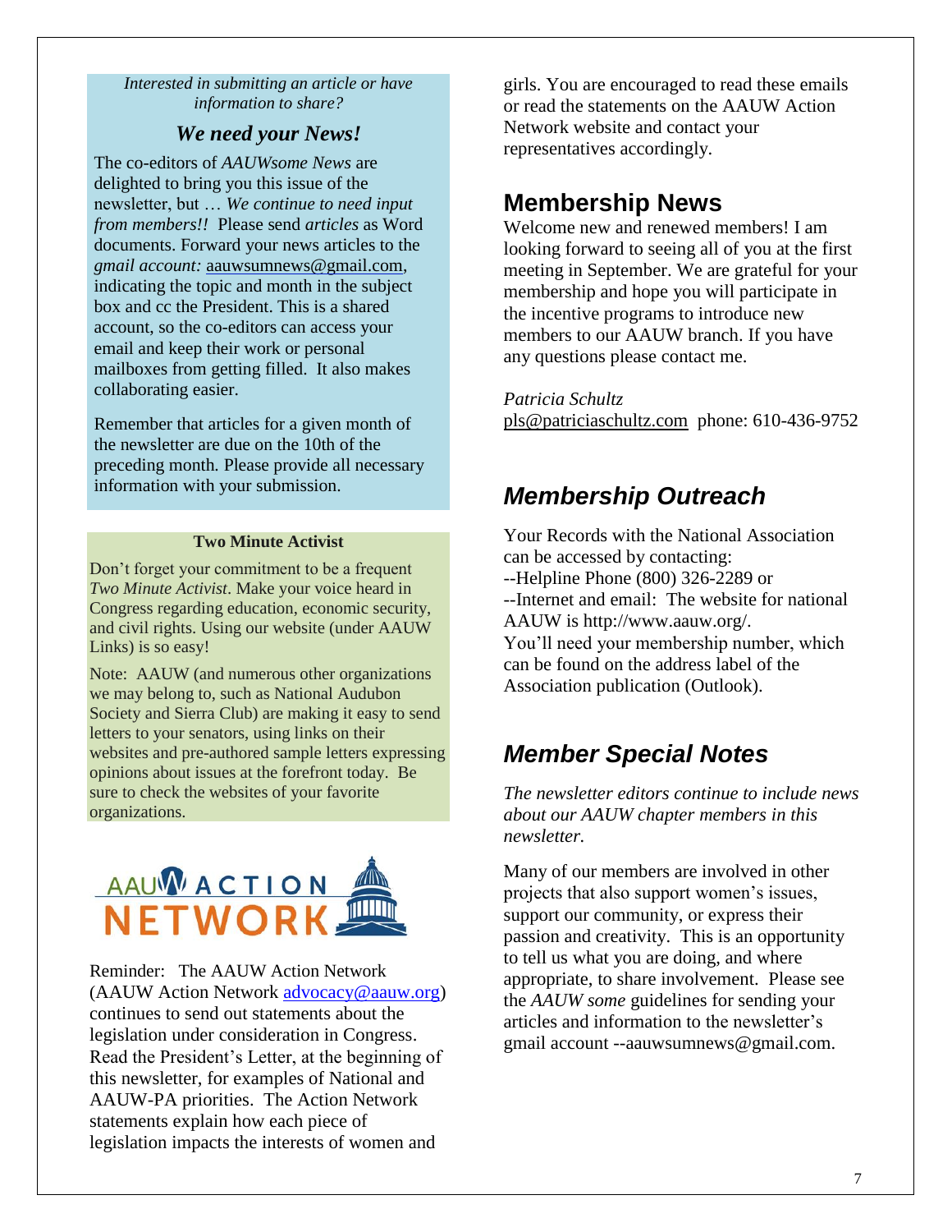*Interested in submitting an article or have information to share?*

### *We need your News!*

The co-editors of *AAUWsome News* are delighted to bring you this issue of the newsletter, but … *We continue to need input from members!!* Please send *articles* as Word documents. Forward your news articles to the *gmail account:* aauwsumnews@gmail.com, indicating the topic and month in the subject box and cc the President. This is a shared account, so the co-editors can access your email and keep their work or personal mailboxes from getting filled. It also makes collaborating easier.

Remember that articles for a given month of the newsletter are due on the 10th of the preceding month. Please provide all necessary information with your submission.

**Two Minute Activist**

Don't forget your commitment to be a frequent *Two Minute Activist*. Make your voice heard in Congress regarding education, economic security, and civil rights. Using our website (under AAUW Links) is so easy!

Note: AAUW (and numerous other organizations we may belong to, such as National Audubon Society and Sierra Club) are making it easy to send letters to your senators, using links on their websites and pre-authored sample letters expressing opinions about issues at the forefront today. Be sure to check the websites of your favorite organizations.

AAUW ACTION NETWORK

Reminder: The AAUW Action Network (AAUW Action Network advocacy@aauw.org) continues to send out statements about the legislation under consideration in Congress. Read the President's Letter, at the beginning of this newsletter, for examples of National and AAUW-PA priorities. The Action Network statements explain how each piece of legislation impacts the interests of women and girls. You are encouraged to read these emails or read the statements on the AAUW Action Network website and contact your representatives accordingly.

## Membership News

Welcome new and renewed members! I am looking forward to seeing all of you at the first meeting in September. We are grateful for your membership and hope you will participate in the incentive programs to introduce new members to our AAUW branch. If you have any questions please contact me.

*Patricia Schultz*
pls@patriciaschultz.com phone: 610-436-9752

## *Membership Outreach*

Your Records with the National Association can be accessed by contacting:
--Helpline Phone (800) 326-2289 or
--Internet and email: The website for national AAUW is http://www.aauw.org/.
You'll need your membership number, which can be found on the address label of the Association publication (Outlook).

## *Member Special Notes*

*The newsletter editors continue to include news about our AAUW chapter members in this newsletter.*

Many of our members are involved in other projects that also support women's issues, support our community, or express their passion and creativity. This is an opportunity to tell us what you are doing, and where appropriate, to share involvement. Please see the *AAUW some* guidelines for sending your articles and information to the newsletter's gmail account --aauwsumnews@gmail.com.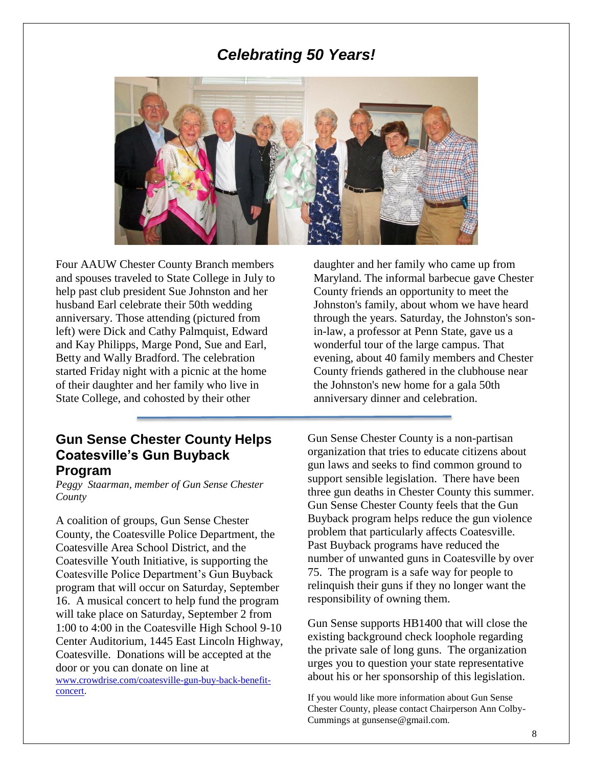# *Celebrating 50 Years!*

Four AAUW Chester County Branch members and spouses traveled to State College in July to help past club president Sue Johnston and her husband Earl celebrate their 50th wedding anniversary. Those attending (pictured from left) were Dick and Cathy Palmquist, Edward and Kay Philipps, Marge Pond, Sue and Earl, Betty and Wally Bradford. The celebration started Friday night with a picnic at the home of their daughter and her family who live in State College, and cohosted by their other daughter and her family who came up from Maryland. The informal barbecue gave Chester County friends an opportunity to meet the Johnston's family, about whom we have heard through the years. Saturday, the Johnston's son-in-law, a professor at Penn State, gave us a wonderful tour of the large campus. That evening, about 40 family members and Chester County friends gathered in the clubhouse near the Johnston's new home for a gala 50th anniversary dinner and celebration.

## Gun Sense Chester County Helps Coatesville's Gun Buyback Program

*Peggy Staarman, member of Gun Sense Chester County*

A coalition of groups, Gun Sense Chester County, the Coatesville Police Department, the Coatesville Area School District, and the Coatesville Youth Initiative, is supporting the Coatesville Police Department's Gun Buyback program that will occur on Saturday, September 16. A musical concert to help fund the program will take place on Saturday, September 2 from 1:00 to 4:00 in the Coatesville High School 9-10 Center Auditorium, 1445 East Lincoln Highway, Coatesville. Donations will be accepted at the door or you can donate on line at [www.crowdrise.com/coatesville-gun-buy-back-benefit-concert](http://www.crowdrise.com/coatesville-gun-buy-back-benefit-concert).

Gun Sense Chester County is a non-partisan organization that tries to educate citizens about gun laws and seeks to find common ground to support sensible legislation. There have been three gun deaths in Chester County this summer. Gun Sense Chester County feels that the Gun Buyback program helps reduce the gun violence problem that particularly affects Coatesville. Past Buyback programs have reduced the number of unwanted guns in Coatesville by over 75. The program is a safe way for people to relinquish their guns if they no longer want the responsibility of owning them.

Gun Sense supports HB1400 that will close the existing background check loophole regarding the private sale of long guns. The organization urges you to question your state representative about his or her sponsorship of this legislation.

If you would like more information about Gun Sense Chester County, please contact Chairperson Ann Colby-Cummings at gunsense@gmail.com.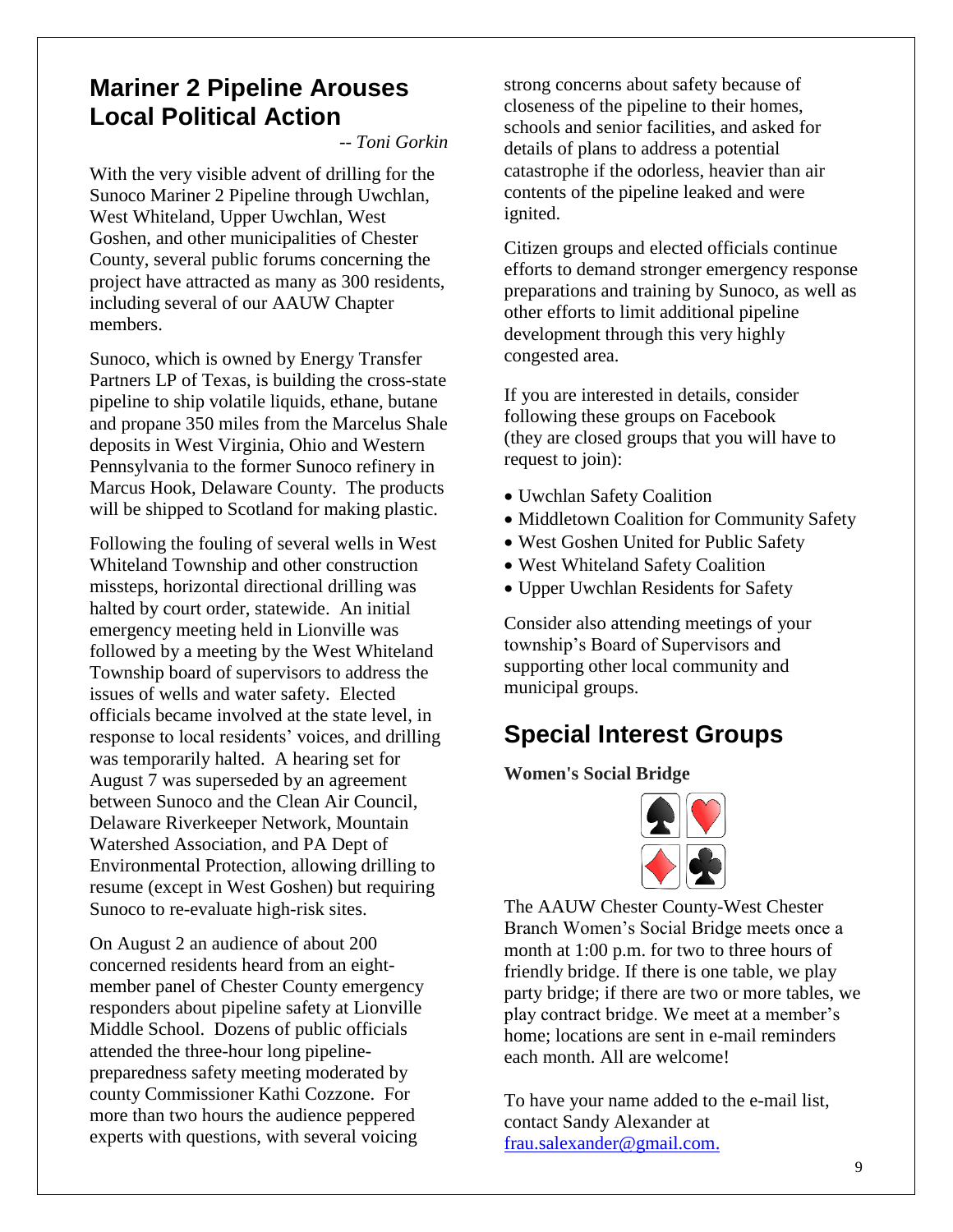## Mariner 2 Pipeline Arouses Local Political Action

*-- Toni Gorkin*

With the very visible advent of drilling for the Sunoco Mariner 2 Pipeline through Uwchlan, West Whiteland, Upper Uwchlan, West Goshen, and other municipalities of Chester County, several public forums concerning the project have attracted as many as 300 residents, including several of our AAUW Chapter members.

Sunoco, which is owned by Energy Transfer Partners LP of Texas, is building the cross-state pipeline to ship volatile liquids, ethane, butane and propane 350 miles from the Marcelus Shale deposits in West Virginia, Ohio and Western Pennsylvania to the former Sunoco refinery in Marcus Hook, Delaware County. The products will be shipped to Scotland for making plastic.

Following the fouling of several wells in West Whiteland Township and other construction missteps, horizontal directional drilling was halted by court order, statewide. An initial emergency meeting held in Lionville was followed by a meeting by the West Whiteland Township board of supervisors to address the issues of wells and water safety. Elected officials became involved at the state level, in response to local residents' voices, and drilling was temporarily halted. A hearing set for August 7 was superseded by an agreement between Sunoco and the Clean Air Council, Delaware Riverkeeper Network, Mountain Watershed Association, and PA Dept of Environmental Protection, allowing drilling to resume (except in West Goshen) but requiring Sunoco to re-evaluate high-risk sites.

On August 2 an audience of about 200 concerned residents heard from an eight-member panel of Chester County emergency responders about pipeline safety at Lionville Middle School. Dozens of public officials attended the three-hour long pipeline-preparedness safety meeting moderated by county Commissioner Kathi Cozzone. For more than two hours the audience peppered experts with questions, with several voicing strong concerns about safety because of closeness of the pipeline to their homes, schools and senior facilities, and asked for details of plans to address a potential catastrophe if the odorless, heavier than air contents of the pipeline leaked and were ignited.

Citizen groups and elected officials continue efforts to demand stronger emergency response preparations and training by Sunoco, as well as other efforts to limit additional pipeline development through this very highly congested area.

If you are interested in details, consider following these groups on Facebook (they are closed groups that you will have to request to join):

- Uwchlan Safety Coalition
- Middletown Coalition for Community Safety
- West Goshen United for Public Safety
- West Whiteland Safety Coalition
- Upper Uwchlan Residents for Safety

Consider also attending meetings of your township's Board of Supervisors and supporting other local community and municipal groups.

## Special Interest Groups

**Women's Social Bridge**

The AAUW Chester County-West Chester Branch Women's Social Bridge meets once a month at 1:00 p.m. for two to three hours of friendly bridge. If there is one table, we play party bridge; if there are two or more tables, we play contract bridge. We meet at a member's home; locations are sent in e-mail reminders each month. All are welcome!

To have your name added to the e-mail list, contact Sandy Alexander at frau.salexander@gmail.com.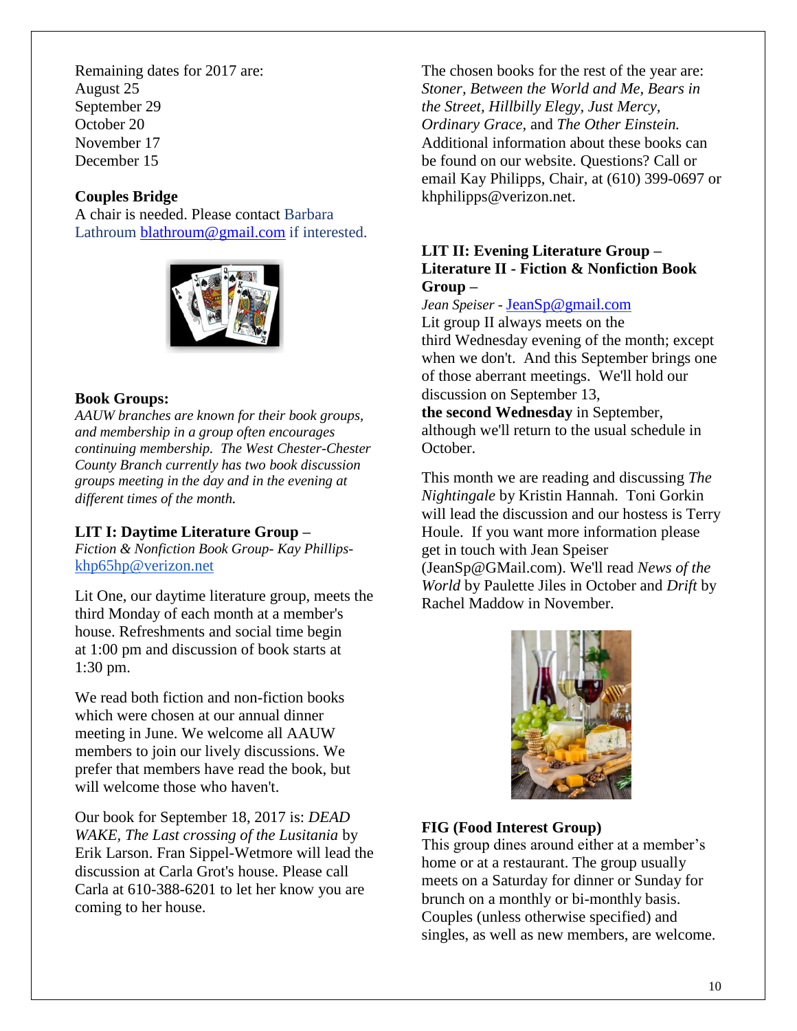Remaining dates for 2017 are:
August 25
September 29
October 20
November 17
December 15

**Couples Bridge**

A chair is needed. Please contact Barbara Lathroum blathroum@gmail.com if interested.

**Book Groups:**

*AAUW branches are known for their book groups, and membership in a group often encourages continuing membership. The West Chester-Chester County Branch currently has two book discussion groups meeting in the day and in the evening at different times of the month.*

**LIT I: Daytime Literature Group –**
*Fiction & Nonfiction Book Group- Kay Phillips-* khp65hp@verizon.net

Lit One, our daytime literature group, meets the third Monday of each month at a member's house. Refreshments and social time begin at 1:00 pm and discussion of book starts at 1:30 pm.

We read both fiction and non-fiction books which were chosen at our annual dinner meeting in June. We welcome all AAUW members to join our lively discussions. We prefer that members have read the book, but will welcome those who haven't.

Our book for September 18, 2017 is: *DEAD WAKE, The Last crossing of the Lusitania* by Erik Larson. Fran Sippel-Wetmore will lead the discussion at Carla Grot's house. Please call Carla at 610-388-6201 to let her know you are coming to her house.

The chosen books for the rest of the year are: *Stoner, Between the World and Me, Bears in the Street, Hillbilly Elegy, Just Mercy, Ordinary Grace,* and *The Other Einstein.* Additional information about these books can be found on our website. Questions? Call or email Kay Philipps, Chair, at (610) 399-0697 or khphilipps@verizon.net.

**LIT II: Evening Literature Group – Literature II - Fiction & Nonfiction Book Group –**
*Jean Speiser* - JeanSp@gmail.com

Lit group II always meets on the third Wednesday evening of the month; except when we don't. And this September brings one of those aberrant meetings. We'll hold our discussion on September 13, **the second Wednesday** in September, although we'll return to the usual schedule in October.

This month we are reading and discussing *The Nightingale* by Kristin Hannah. Toni Gorkin will lead the discussion and our hostess is Terry Houle. If you want more information please get in touch with Jean Speiser (JeanSp@GMail.com). We'll read *News of the World* by Paulette Jiles in October and *Drift* by Rachel Maddow in November.

**FIG (Food Interest Group)**

This group dines around either at a member's home or at a restaurant. The group usually meets on a Saturday for dinner or Sunday for brunch on a monthly or bi-monthly basis. Couples (unless otherwise specified) and singles, as well as new members, are welcome.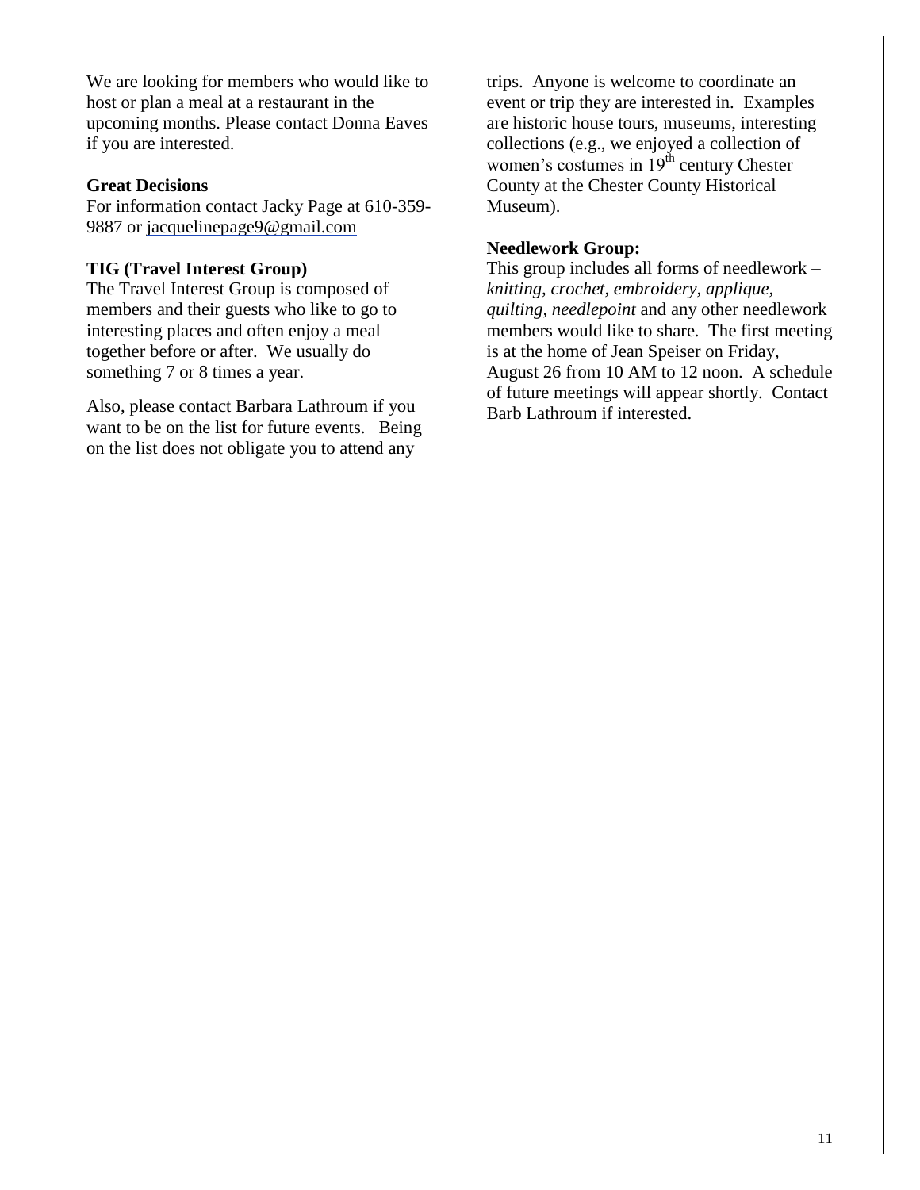We are looking for members who would like to host or plan a meal at a restaurant in the upcoming months. Please contact Donna Eaves if you are interested.

**Great Decisions**

For information contact Jacky Page at 610-359-9887 or jacquelinepage9@gmail.com

**TIG (Travel Interest Group)**

The Travel Interest Group is composed of members and their guests who like to go to interesting places and often enjoy a meal together before or after. We usually do something 7 or 8 times a year.

Also, please contact Barbara Lathroum if you want to be on the list for future events. Being on the list does not obligate you to attend any trips. Anyone is welcome to coordinate an event or trip they are interested in. Examples are historic house tours, museums, interesting collections (e.g., we enjoyed a collection of women's costumes in 19th century Chester County at the Chester County Historical Museum).

**Needlework Group:**

This group includes all forms of needlework – *knitting, crochet, embroidery, applique, quilting, needlepoint* and any other needlework members would like to share. The first meeting is at the home of Jean Speiser on Friday, August 26 from 10 AM to 12 noon. A schedule of future meetings will appear shortly. Contact Barb Lathroum if interested.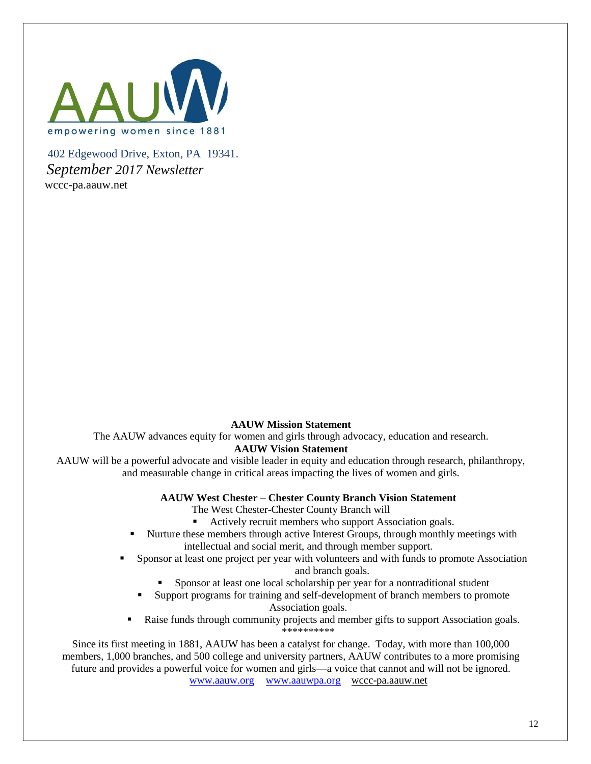AAUW

empowering women since 1881

402 Edgewood Drive, Exton, PA 19341.

*September 2017 Newsletter*

wccc-pa.aauw.net

**AAUW Mission Statement**

The AAUW advances equity for women and girls through advocacy, education and research.

**AAUW Vision Statement**

AAUW will be a powerful advocate and visible leader in equity and education through research, philanthropy, and measurable change in critical areas impacting the lives of women and girls.

**AAUW West Chester – Chester County Branch Vision Statement**

The West Chester-Chester County Branch will

- Actively recruit members who support Association goals.
- Nurture these members through active Interest Groups, through monthly meetings with intellectual and social merit, and through member support.
- Sponsor at least one project per year with volunteers and with funds to promote Association and branch goals.
- Sponsor at least one local scholarship per year for a nontraditional student
- Support programs for training and self-development of branch members to promote Association goals.
- Raise funds through community projects and member gifts to support Association goals.

**********

Since its first meeting in 1881, AAUW has been a catalyst for change. Today, with more than 100,000 members, 1,000 branches, and 500 college and university partners, AAUW contributes to a more promising future and provides a powerful voice for women and girls—a voice that cannot and will not be ignored.

www.aauw.org www.aauwpa.org wccc-pa.aauw.net